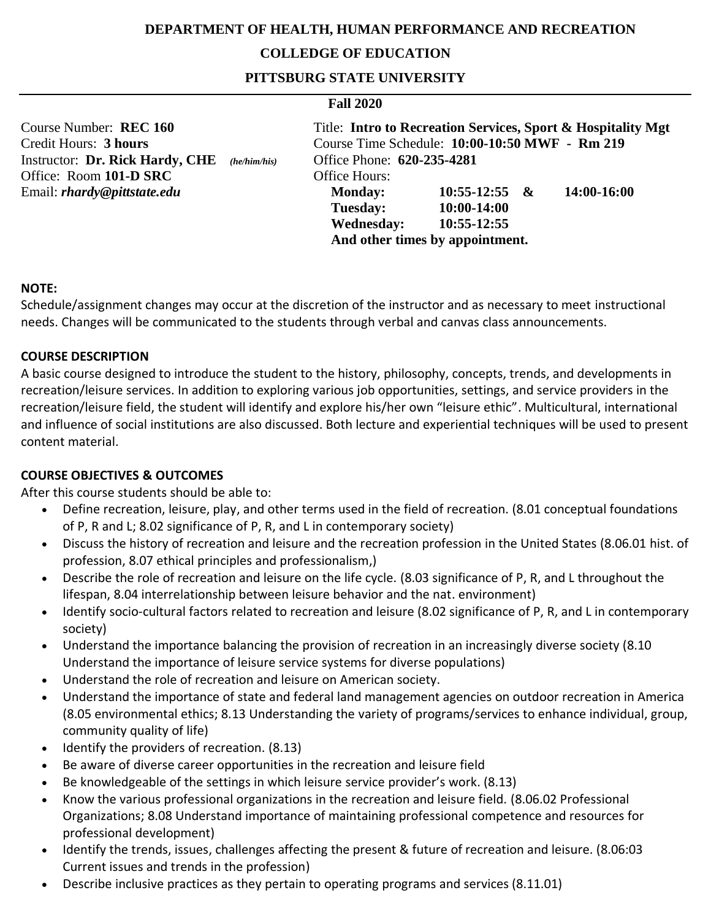**DEPARTMENT OF HEALTH, HUMAN PERFORMANCE AND RECREATION**

**COLLEDGE OF EDUCATION**

**PITTSBURG STATE UNIVERSITY**

**Fall 2020**

Course Number: **REC 160**
Credit Hours: **3 hours**
Instructor: **Dr. Rick Hardy, CHE** *(he/him/his)*
Office: Room **101-D SRC**
Email: ***rhardy@pittstate.edu***

Title: **Intro to Recreation Services, Sport & Hospitality Mgt**
Course Time Schedule: **10:00-10:50 MWF - Rm 219**
Office Phone: **620-235-4281**
Office Hours:

| | | |
|---|---|---|
| **Monday:** | **10:55-12:55 &** | **14:00-16:00** |
| **Tuesday:** | **10:00-14:00** | |
| **Wednesday:** | **10:55-12:55** | |

**And other times by appointment.**

**NOTE:**
Schedule/assignment changes may occur at the discretion of the instructor and as necessary to meet instructional needs. Changes will be communicated to the students through verbal and canvas class announcements.

**COURSE DESCRIPTION**
A basic course designed to introduce the student to the history, philosophy, concepts, trends, and developments in recreation/leisure services. In addition to exploring various job opportunities, settings, and service providers in the recreation/leisure field, the student will identify and explore his/her own "leisure ethic". Multicultural, international and influence of social institutions are also discussed. Both lecture and experiential techniques will be used to present content material.

**COURSE OBJECTIVES & OUTCOMES**
After this course students should be able to:

- Define recreation, leisure, play, and other terms used in the field of recreation. (8.01 conceptual foundations of P, R and L; 8.02 significance of P, R, and L in contemporary society)
- Discuss the history of recreation and leisure and the recreation profession in the United States (8.06.01 hist. of profession, 8.07 ethical principles and professionalism,)
- Describe the role of recreation and leisure on the life cycle. (8.03 significance of P, R, and L throughout the lifespan, 8.04 interrelationship between leisure behavior and the nat. environment)
- Identify socio-cultural factors related to recreation and leisure (8.02 significance of P, R, and L in contemporary society)
- Understand the importance balancing the provision of recreation in an increasingly diverse society (8.10 Understand the importance of leisure service systems for diverse populations)
- Understand the role of recreation and leisure on American society.
- Understand the importance of state and federal land management agencies on outdoor recreation in America (8.05 environmental ethics; 8.13 Understanding the variety of programs/services to enhance individual, group, community quality of life)
- Identify the providers of recreation. (8.13)
- Be aware of diverse career opportunities in the recreation and leisure field
- Be knowledgeable of the settings in which leisure service provider's work. (8.13)
- Know the various professional organizations in the recreation and leisure field. (8.06.02 Professional Organizations; 8.08 Understand importance of maintaining professional competence and resources for professional development)
- Identify the trends, issues, challenges affecting the present & future of recreation and leisure. (8.06:03 Current issues and trends in the profession)
- Describe inclusive practices as they pertain to operating programs and services (8.11.01)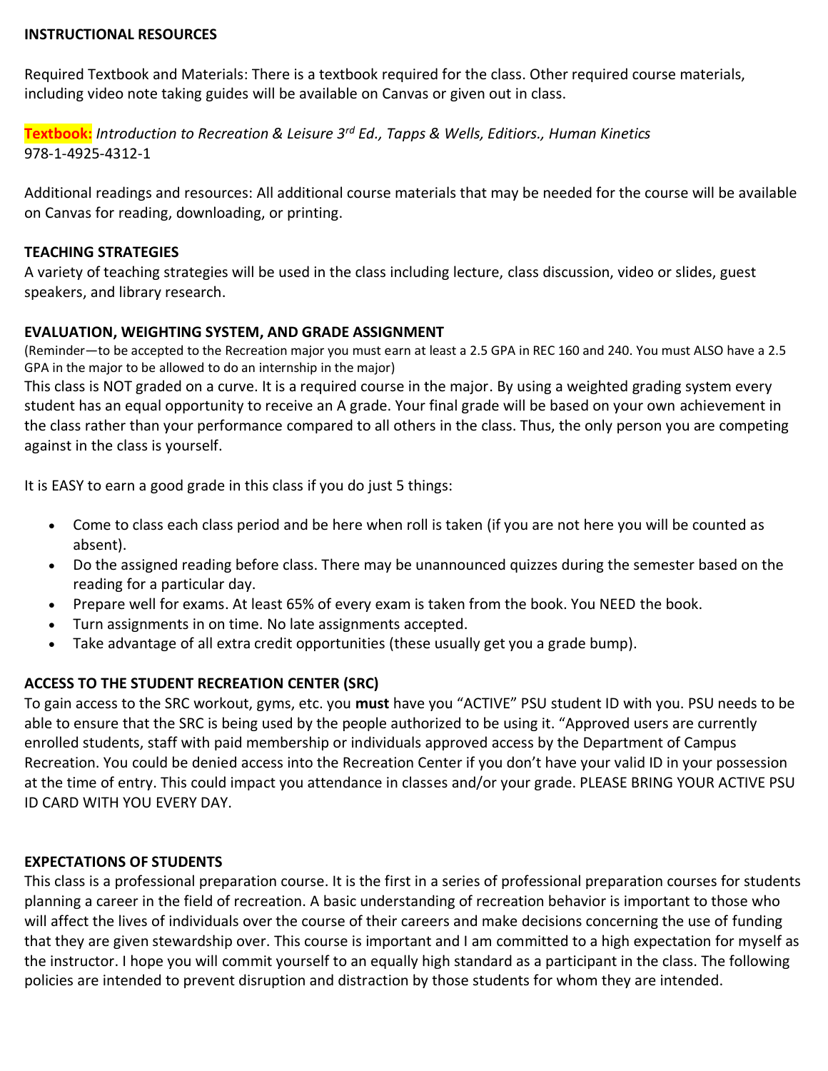**INSTRUCTIONAL RESOURCES**

Required Textbook and Materials: There is a textbook required for the class. Other required course materials, including video note taking guides will be available on Canvas or given out in class.

**Textbook:** *Introduction to Recreation & Leisure 3rd Ed., Tapps & Wells, Editiors., Human Kinetics*
978-1-4925-4312-1

Additional readings and resources: All additional course materials that may be needed for the course will be available on Canvas for reading, downloading, or printing.

**TEACHING STRATEGIES**

A variety of teaching strategies will be used in the class including lecture, class discussion, video or slides, guest speakers, and library research.

**EVALUATION, WEIGHTING SYSTEM, AND GRADE ASSIGNMENT**

(Reminder—to be accepted to the Recreation major you must earn at least a 2.5 GPA in REC 160 and 240. You must ALSO have a 2.5 GPA in the major to be allowed to do an internship in the major)

This class is NOT graded on a curve. It is a required course in the major. By using a weighted grading system every student has an equal opportunity to receive an A grade. Your final grade will be based on your own achievement in the class rather than your performance compared to all others in the class. Thus, the only person you are competing against in the class is yourself.

It is EASY to earn a good grade in this class if you do just 5 things:

- Come to class each class period and be here when roll is taken (if you are not here you will be counted as absent).
- Do the assigned reading before class. There may be unannounced quizzes during the semester based on the reading for a particular day.
- Prepare well for exams. At least 65% of every exam is taken from the book. You NEED the book.
- Turn assignments in on time. No late assignments accepted.
- Take advantage of all extra credit opportunities (these usually get you a grade bump).

**ACCESS TO THE STUDENT RECREATION CENTER (SRC)**

To gain access to the SRC workout, gyms, etc. you **must** have you "ACTIVE" PSU student ID with you. PSU needs to be able to ensure that the SRC is being used by the people authorized to be using it. "Approved users are currently enrolled students, staff with paid membership or individuals approved access by the Department of Campus Recreation. You could be denied access into the Recreation Center if you don't have your valid ID in your possession at the time of entry. This could impact you attendance in classes and/or your grade. PLEASE BRING YOUR ACTIVE PSU ID CARD WITH YOU EVERY DAY.

**EXPECTATIONS OF STUDENTS**

This class is a professional preparation course. It is the first in a series of professional preparation courses for students planning a career in the field of recreation. A basic understanding of recreation behavior is important to those who will affect the lives of individuals over the course of their careers and make decisions concerning the use of funding that they are given stewardship over. This course is important and I am committed to a high expectation for myself as the instructor. I hope you will commit yourself to an equally high standard as a participant in the class. The following policies are intended to prevent disruption and distraction by those students for whom they are intended.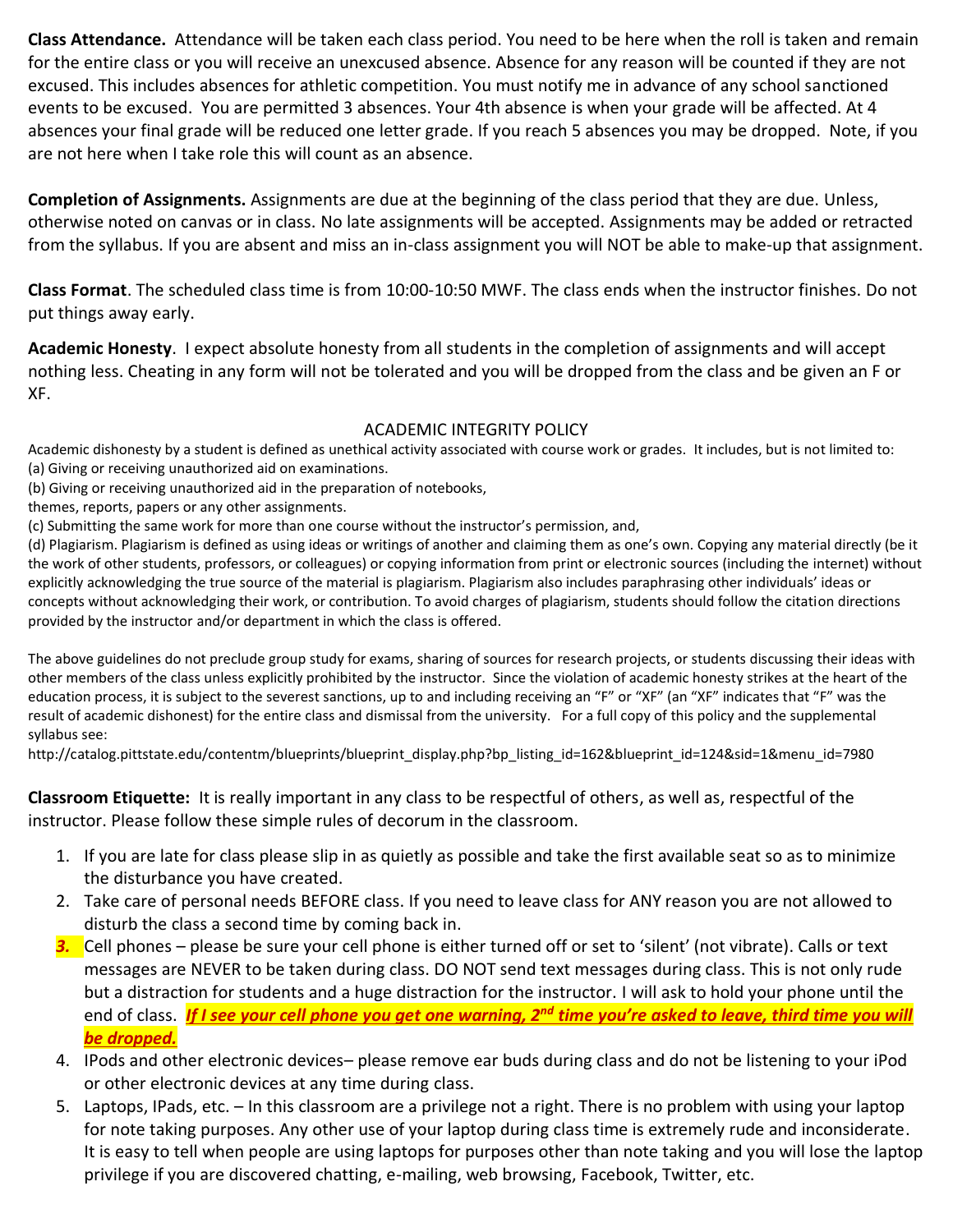**Class Attendance.** Attendance will be taken each class period. You need to be here when the roll is taken and remain for the entire class or you will receive an unexcused absence. Absence for any reason will be counted if they are not excused. This includes absences for athletic competition. You must notify me in advance of any school sanctioned events to be excused. You are permitted 3 absences. Your 4th absence is when your grade will be affected. At 4 absences your final grade will be reduced one letter grade. If you reach 5 absences you may be dropped. Note, if you are not here when I take role this will count as an absence.

**Completion of Assignments.** Assignments are due at the beginning of the class period that they are due. Unless, otherwise noted on canvas or in class. No late assignments will be accepted. Assignments may be added or retracted from the syllabus. If you are absent and miss an in-class assignment you will NOT be able to make-up that assignment.

**Class Format**. The scheduled class time is from 10:00-10:50 MWF. The class ends when the instructor finishes. Do not put things away early.

**Academic Honesty**. I expect absolute honesty from all students in the completion of assignments and will accept nothing less. Cheating in any form will not be tolerated and you will be dropped from the class and be given an F or XF.

ACADEMIC INTEGRITY POLICY

Academic dishonesty by a student is defined as unethical activity associated with course work or grades. It includes, but is not limited to:
(a) Giving or receiving unauthorized aid on examinations.
(b) Giving or receiving unauthorized aid in the preparation of notebooks,
themes, reports, papers or any other assignments.
(c) Submitting the same work for more than one course without the instructor's permission, and,
(d) Plagiarism. Plagiarism is defined as using ideas or writings of another and claiming them as one's own. Copying any material directly (be it the work of other students, professors, or colleagues) or copying information from print or electronic sources (including the internet) without explicitly acknowledging the true source of the material is plagiarism. Plagiarism also includes paraphrasing other individuals' ideas or concepts without acknowledging their work, or contribution. To avoid charges of plagiarism, students should follow the citation directions provided by the instructor and/or department in which the class is offered.

The above guidelines do not preclude group study for exams, sharing of sources for research projects, or students discussing their ideas with other members of the class unless explicitly prohibited by the instructor. Since the violation of academic honesty strikes at the heart of the education process, it is subject to the severest sanctions, up to and including receiving an "F" or "XF" (an "XF" indicates that "F" was the result of academic dishonesty) for the entire class and dismissal from the university. For a full copy of this policy and the supplemental syllabus see:
http://catalog.pittstate.edu/contentm/blueprints/blueprint_display.php?bp_listing_id=162&blueprint_id=124&sid=1&menu_id=7980

**Classroom Etiquette:** It is really important in any class to be respectful of others, as well as, respectful of the instructor. Please follow these simple rules of decorum in the classroom.

1. If you are late for class please slip in as quietly as possible and take the first available seat so as to minimize the disturbance you have created.
2. Take care of personal needs BEFORE class. If you need to leave class for ANY reason you are not allowed to disturb the class a second time by coming back in.
3. Cell phones – please be sure your cell phone is either turned off or set to 'silent' (not vibrate). Calls or text messages are NEVER to be taken during class. DO NOT send text messages during class. This is not only rude but a distraction for students and a huge distraction for the instructor. I will ask to hold your phone until the end of class. ***If I see your cell phone you get one warning, 2nd time you're asked to leave, third time you will be dropped.***
4. IPods and other electronic devices– please remove ear buds during class and do not be listening to your iPod or other electronic devices at any time during class.
5. Laptops, IPads, etc. – In this classroom are a privilege not a right. There is no problem with using your laptop for note taking purposes. Any other use of your laptop during class time is extremely rude and inconsiderate. It is easy to tell when people are using laptops for purposes other than note taking and you will lose the laptop privilege if you are discovered chatting, e-mailing, web browsing, Facebook, Twitter, etc.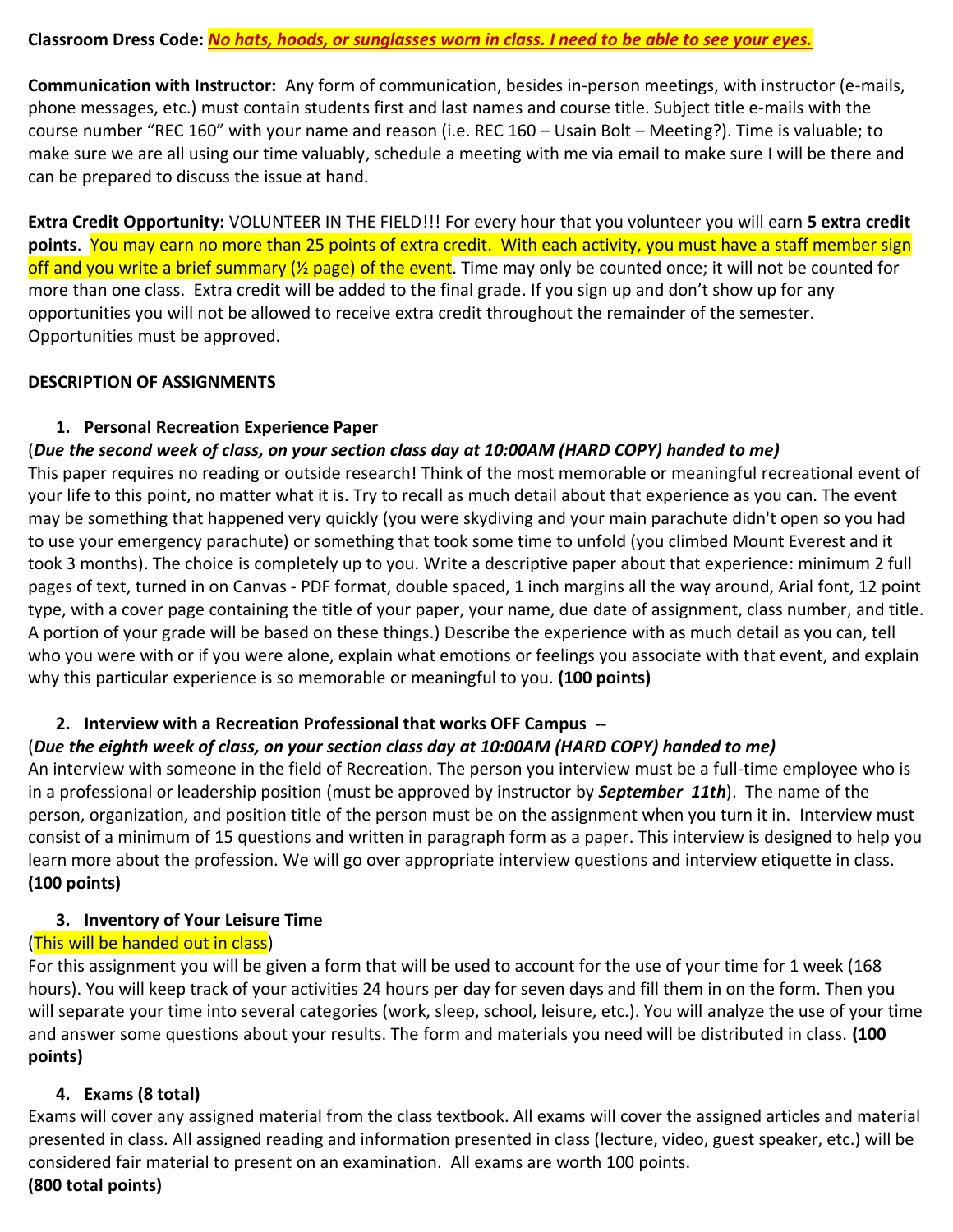**Classroom Dress Code:** ***No hats, hoods, or sunglasses worn in class. I need to be able to see your eyes.***

**Communication with Instructor:** Any form of communication, besides in-person meetings, with instructor (e-mails, phone messages, etc.) must contain students first and last names and course title. Subject title e-mails with the course number "REC 160" with your name and reason (i.e. REC 160 – Usain Bolt – Meeting?). Time is valuable; to make sure we are all using our time valuably, schedule a meeting with me via email to make sure I will be there and can be prepared to discuss the issue at hand.

**Extra Credit Opportunity:** VOLUNTEER IN THE FIELD!!! For every hour that you volunteer you will earn **5 extra credit points**. You may earn no more than 25 points of extra credit. With each activity, you must have a staff member sign off and you write a brief summary (½ page) of the event. Time may only be counted once; it will not be counted for more than one class. Extra credit will be added to the final grade. If you sign up and don't show up for any opportunities you will not be allowed to receive extra credit throughout the remainder of the semester. Opportunities must be approved.

**DESCRIPTION OF ASSIGNMENTS**

1. **Personal Recreation Experience Paper**

(***Due the second week of class, on your section class day at 10:00AM (HARD COPY) handed to me)***
This paper requires no reading or outside research! Think of the most memorable or meaningful recreational event of your life to this point, no matter what it is. Try to recall as much detail about that experience as you can. The event may be something that happened very quickly (you were skydiving and your main parachute didn't open so you had to use your emergency parachute) or something that took some time to unfold (you climbed Mount Everest and it took 3 months). The choice is completely up to you. Write a descriptive paper about that experience: minimum 2 full pages of text, turned in on Canvas - PDF format, double spaced, 1 inch margins all the way around, Arial font, 12 point type, with a cover page containing the title of your paper, your name, due date of assignment, class number, and title. A portion of your grade will be based on these things.) Describe the experience with as much detail as you can, tell who you were with or if you were alone, explain what emotions or feelings you associate with that event, and explain why this particular experience is so memorable or meaningful to you. **(100 points)**

2. **Interview with a Recreation Professional that works OFF Campus --**

(***Due the eighth week of class, on your section class day at 10:00AM (HARD COPY) handed to me)***
An interview with someone in the field of Recreation. The person you interview must be a full-time employee who is in a professional or leadership position (must be approved by instructor by ***September 11th***). The name of the person, organization, and position title of the person must be on the assignment when you turn it in. Interview must consist of a minimum of 15 questions and written in paragraph form as a paper. This interview is designed to help you learn more about the profession. We will go over appropriate interview questions and interview etiquette in class. **(100 points)**

3. **Inventory of Your Leisure Time**

(This will be handed out in class)
For this assignment you will be given a form that will be used to account for the use of your time for 1 week (168 hours). You will keep track of your activities 24 hours per day for seven days and fill them in on the form. Then you will separate your time into several categories (work, sleep, school, leisure, etc.). You will analyze the use of your time and answer some questions about your results. The form and materials you need will be distributed in class. **(100 points)**

4. **Exams (8 total)**

Exams will cover any assigned material from the class textbook. All exams will cover the assigned articles and material presented in class. All assigned reading and information presented in class (lecture, video, guest speaker, etc.) will be considered fair material to present on an examination. All exams are worth 100 points.
**(800 total points)**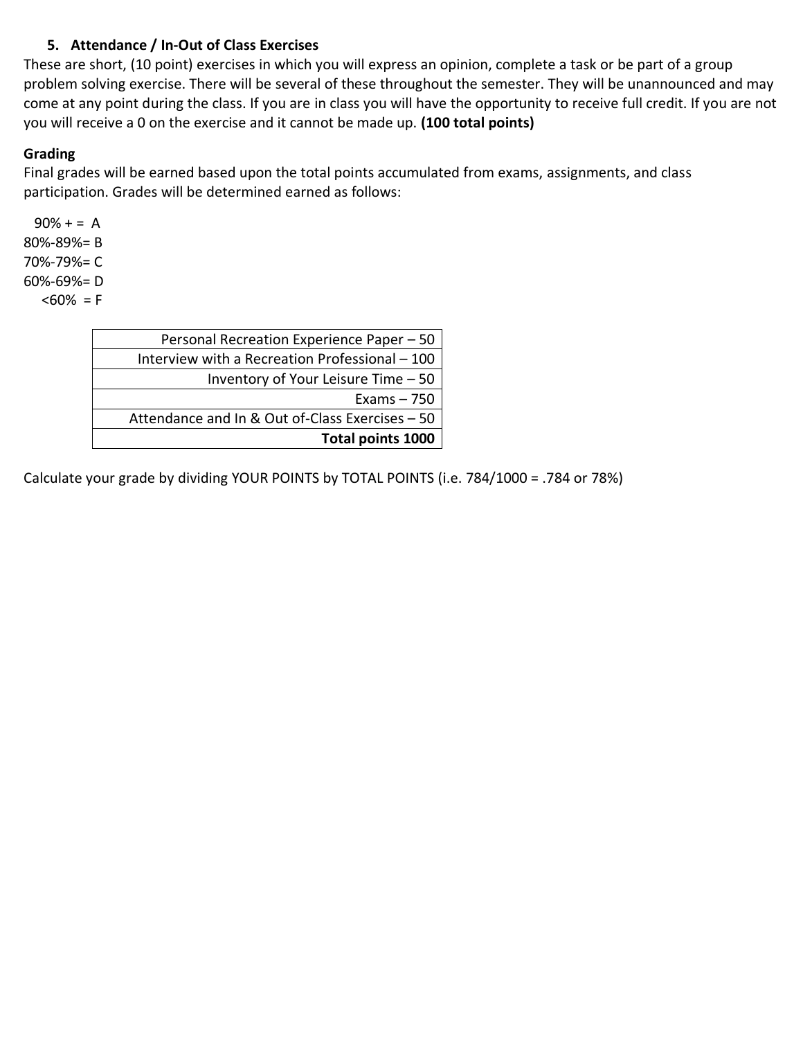### 5. Attendance / In-Out of Class Exercises

These are short, (10 point) exercises in which you will express an opinion, complete a task or be part of a group problem solving exercise. There will be several of these throughout the semester. They will be unannounced and may come at any point during the class. If you are in class you will have the opportunity to receive full credit. If you are not you will receive a 0 on the exercise and it cannot be made up. **(100 total points)**

### Grading

Final grades will be earned based upon the total points accumulated from exams, assignments, and class participation. Grades will be determined earned as follows:

90% + = A
80%-89%= B
70%-79%= C
60%-69%= D
<60% = F

| |
|---:|
| Personal Recreation Experience Paper – 50 |
| Interview with a Recreation Professional – 100 |
| Inventory of Your Leisure Time – 50 |
| Exams – 750 |
| Attendance and In & Out of-Class Exercises – 50 |
| **Total points 1000** |

Calculate your grade by dividing YOUR POINTS by TOTAL POINTS (i.e. 784/1000 = .784 or 78%)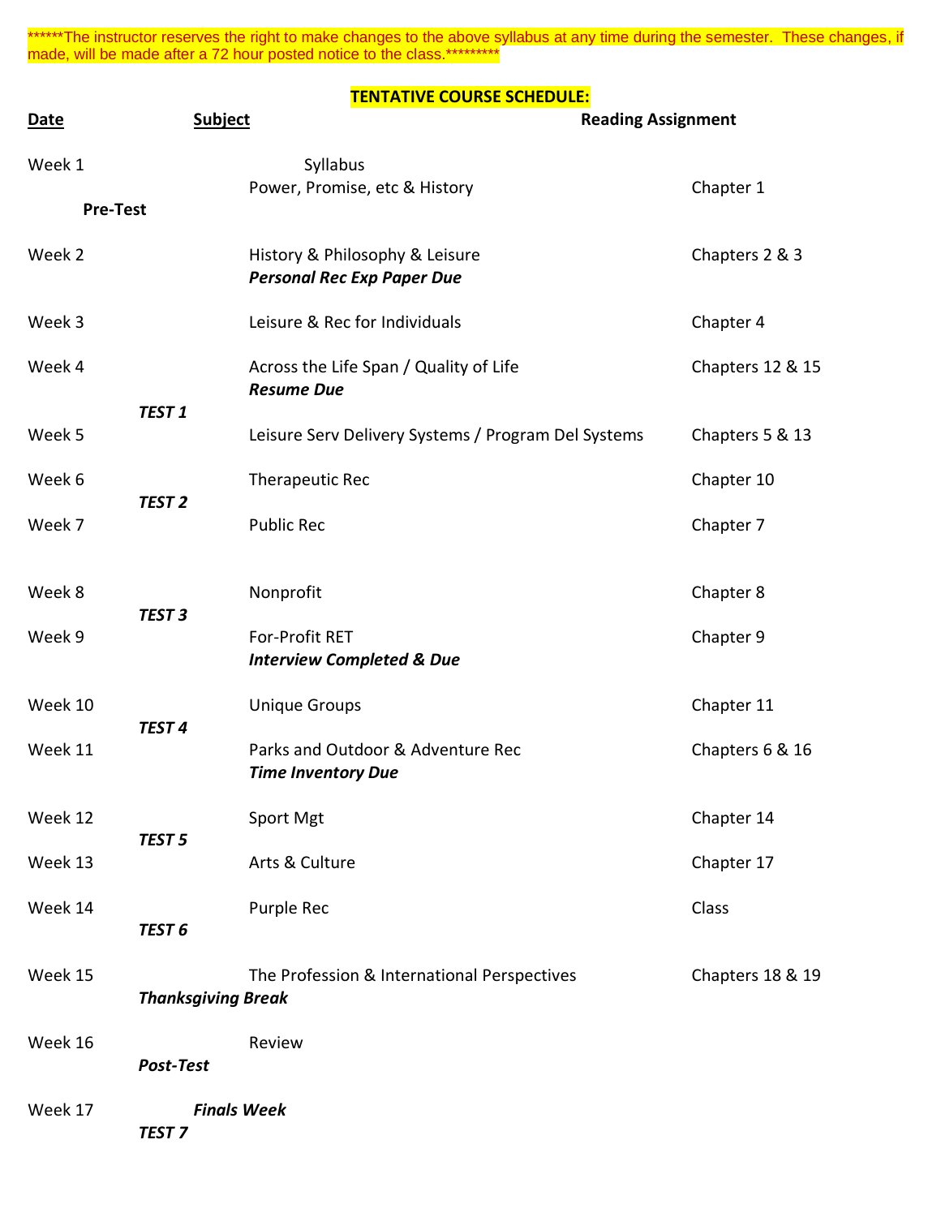******The instructor reserves the right to make changes to the above syllabus at any time during the semester. These changes, if made, will be made after a 72 hour posted notice to the class.*********

**TENTATIVE COURSE SCHEDULE:**

| Date | Subject | Reading Assignment |
|---|---|---|
| Week 1 | Syllabus<br>Power, Promise, etc & History | Chapter 1 |
| **Pre-Test** | | |
| Week 2 | History & Philosophy & Leisure<br>***Personal Rec Exp Paper Due*** | Chapters 2 & 3 |
| Week 3 | Leisure & Rec for Individuals | Chapter 4 |
| Week 4 | Across the Life Span / Quality of Life<br>***Resume Due*** | Chapters 12 & 15 |
| ***TEST 1*** | | |
| Week 5 | Leisure Serv Delivery Systems / Program Del Systems | Chapters 5 & 13 |
| Week 6 | Therapeutic Rec | Chapter 10 |
| ***TEST 2*** | | |
| Week 7 | Public Rec | Chapter 7 |
| Week 8 | Nonprofit | Chapter 8 |
| ***TEST 3*** | | |
| Week 9 | For-Profit RET<br>***Interview Completed & Due*** | Chapter 9 |
| Week 10 | Unique Groups | Chapter 11 |
| ***TEST 4*** | | |
| Week 11 | Parks and Outdoor & Adventure Rec<br>***Time Inventory Due*** | Chapters 6 & 16 |
| Week 12 | Sport Mgt | Chapter 14 |
| ***TEST 5*** | | |
| Week 13 | Arts & Culture | Chapter 17 |
| Week 14 | Purple Rec | Class |
| ***TEST 6*** | | |
| Week 15 | The Profession & International Perspectives | Chapters 18 & 19 |
| ***Thanksgiving Break*** | | |
| Week 16 | Review | |
| ***Post-Test*** | | |
| Week 17 | ***Finals Week*** | |
| ***TEST 7*** | | |